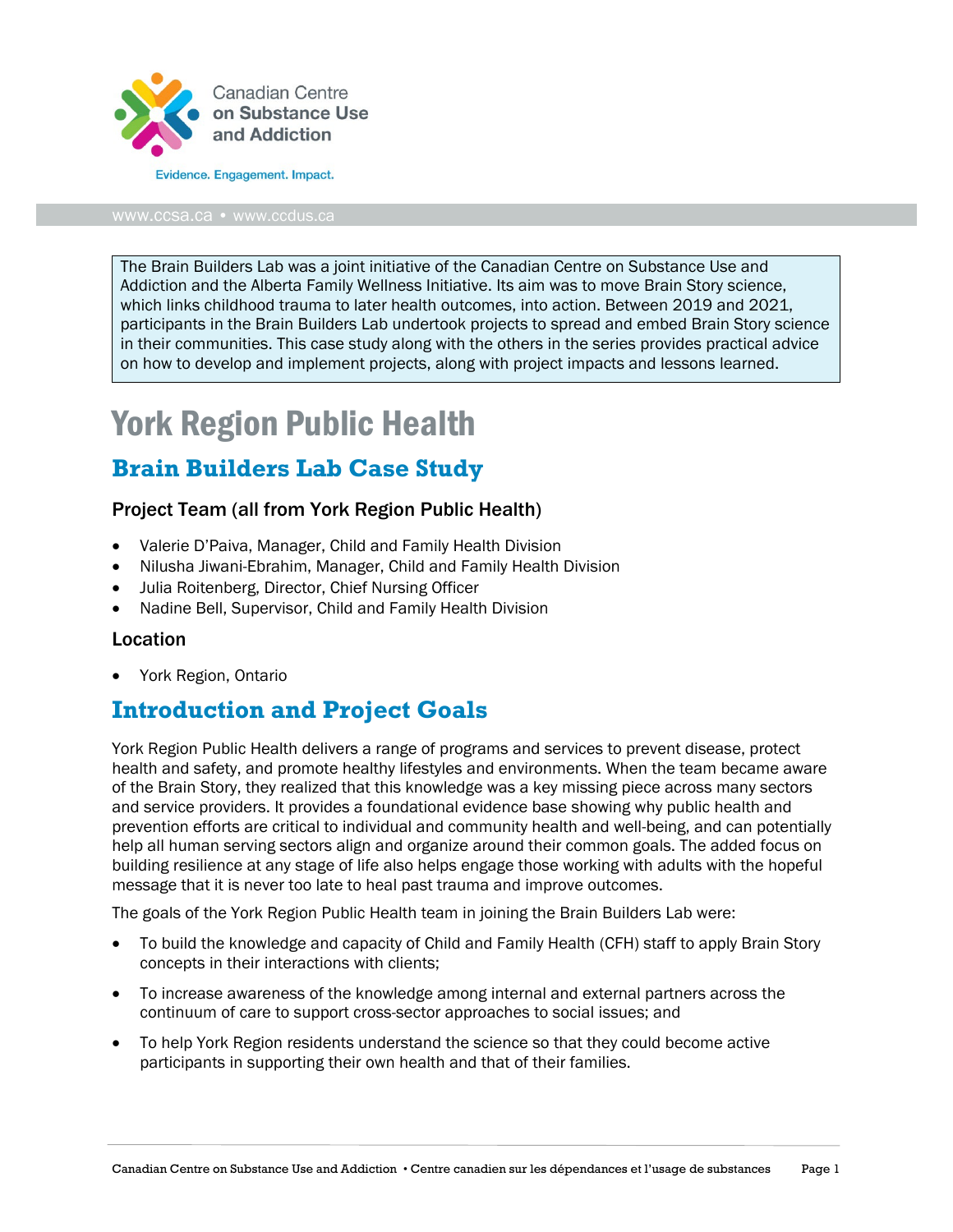Canadian Centre on Substance Use and Addiction

Evidence. Engagement. Impact.

www.ccsa.ca • www.ccdus.ca

The Brain Builders Lab was a joint initiative of the Canadian Centre on Substance Use and Addiction and the Alberta Family Wellness Initiative. Its aim was to move Brain Story science, which links childhood trauma to later health outcomes, into action. Between 2019 and 2021, participants in the Brain Builders Lab undertook projects to spread and embed Brain Story science in their communities. This case study along with the others in the series provides practical advice on how to develop and implement projects, along with project impacts and lessons learned.

# York Region Public Health

## Brain Builders Lab Case Study

### Project Team (all from York Region Public Health)

- Valerie D'Paiva, Manager, Child and Family Health Division
- Nilusha Jiwani-Ebrahim, Manager, Child and Family Health Division
- Julia Roitenberg, Director, Chief Nursing Officer
- Nadine Bell, Supervisor, Child and Family Health Division

### Location

- York Region, Ontario

## Introduction and Project Goals

York Region Public Health delivers a range of programs and services to prevent disease, protect health and safety, and promote healthy lifestyles and environments. When the team became aware of the Brain Story, they realized that this knowledge was a key missing piece across many sectors and service providers. It provides a foundational evidence base showing why public health and prevention efforts are critical to individual and community health and well-being, and can potentially help all human serving sectors align and organize around their common goals. The added focus on building resilience at any stage of life also helps engage those working with adults with the hopeful message that it is never too late to heal past trauma and improve outcomes.

The goals of the York Region Public Health team in joining the Brain Builders Lab were:

- To build the knowledge and capacity of Child and Family Health (CFH) staff to apply Brain Story concepts in their interactions with clients;
- To increase awareness of the knowledge among internal and external partners across the continuum of care to support cross-sector approaches to social issues; and
- To help York Region residents understand the science so that they could become active participants in supporting their own health and that of their families.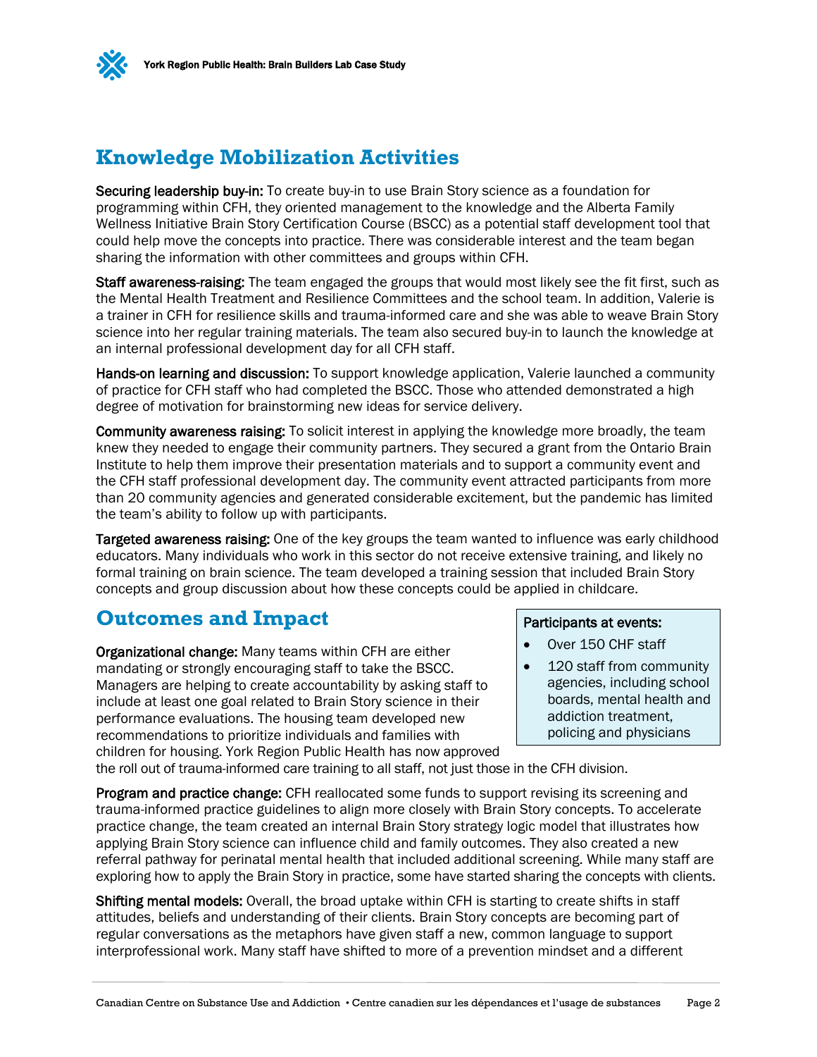## Knowledge Mobilization Activities

**Securing leadership buy-in:** To create buy-in to use Brain Story science as a foundation for programming within CFH, they oriented management to the knowledge and the Alberta Family Wellness Initiative Brain Story Certification Course (BSCC) as a potential staff development tool that could help move the concepts into practice. There was considerable interest and the team began sharing the information with other committees and groups within CFH.

**Staff awareness-raising:** The team engaged the groups that would most likely see the fit first, such as the Mental Health Treatment and Resilience Committees and the school team. In addition, Valerie is a trainer in CFH for resilience skills and trauma-informed care and she was able to weave Brain Story science into her regular training materials. The team also secured buy-in to launch the knowledge at an internal professional development day for all CFH staff.

**Hands-on learning and discussion:** To support knowledge application, Valerie launched a community of practice for CFH staff who had completed the BSCC. Those who attended demonstrated a high degree of motivation for brainstorming new ideas for service delivery.

**Community awareness raising:** To solicit interest in applying the knowledge more broadly, the team knew they needed to engage their community partners. They secured a grant from the Ontario Brain Institute to help them improve their presentation materials and to support a community event and the CFH staff professional development day. The community event attracted participants from more than 20 community agencies and generated considerable excitement, but the pandemic has limited the team's ability to follow up with participants.

**Targeted awareness raising:** One of the key groups the team wanted to influence was early childhood educators. Many individuals who work in this sector do not receive extensive training, and likely no formal training on brain science. The team developed a training session that included Brain Story concepts and group discussion about how these concepts could be applied in childcare.

## Outcomes and Impact

> **Participants at events:**
>
> - Over 150 CHF staff
> - 120 staff from community agencies, including school boards, mental health and addiction treatment, policing and physicians

**Organizational change:** Many teams within CFH are either mandating or strongly encouraging staff to take the BSCC. Managers are helping to create accountability by asking staff to include at least one goal related to Brain Story science in their performance evaluations. The housing team developed new recommendations to prioritize individuals and families with children for housing. York Region Public Health has now approved the roll out of trauma-informed care training to all staff, not just those in the CFH division.

**Program and practice change:** CFH reallocated some funds to support revising its screening and trauma-informed practice guidelines to align more closely with Brain Story concepts. To accelerate practice change, the team created an internal Brain Story strategy logic model that illustrates how applying Brain Story science can influence child and family outcomes. They also created a new referral pathway for perinatal mental health that included additional screening. While many staff are exploring how to apply the Brain Story in practice, some have started sharing the concepts with clients.

**Shifting mental models:** Overall, the broad uptake within CFH is starting to create shifts in staff attitudes, beliefs and understanding of their clients. Brain Story concepts are becoming part of regular conversations as the metaphors have given staff a new, common language to support interprofessional work. Many staff have shifted to more of a prevention mindset and a different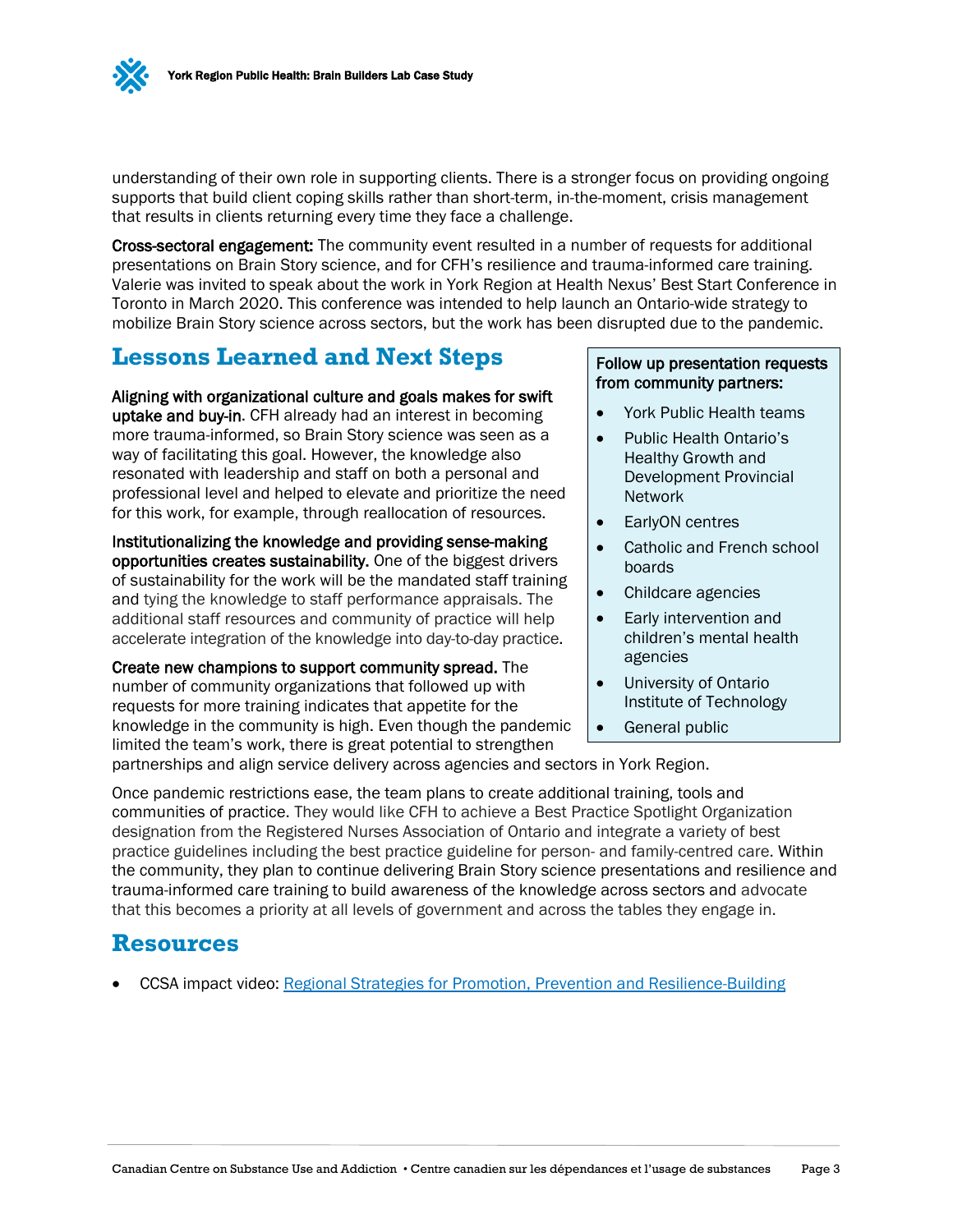understanding of their own role in supporting clients. There is a stronger focus on providing ongoing supports that build client coping skills rather than short-term, in-the-moment, crisis management that results in clients returning every time they face a challenge.

**Cross-sectoral engagement:** The community event resulted in a number of requests for additional presentations on Brain Story science, and for CFH's resilience and trauma-informed care training. Valerie was invited to speak about the work in York Region at Health Nexus' Best Start Conference in Toronto in March 2020. This conference was intended to help launch an Ontario-wide strategy to mobilize Brain Story science across sectors, but the work has been disrupted due to the pandemic.

## Lessons Learned and Next Steps

**Aligning with organizational culture and goals makes for swift uptake and buy-in.** CFH already had an interest in becoming more trauma-informed, so Brain Story science was seen as a way of facilitating this goal. However, the knowledge also resonated with leadership and staff on both a personal and professional level and helped to elevate and prioritize the need for this work, for example, through reallocation of resources.

**Institutionalizing the knowledge and providing sense-making opportunities creates sustainability.** One of the biggest drivers of sustainability for the work will be the mandated staff training and tying the knowledge to staff performance appraisals. The additional staff resources and community of practice will help accelerate integration of the knowledge into day-to-day practice.

**Create new champions to support community spread.** The number of community organizations that followed up with requests for more training indicates that appetite for the knowledge in the community is high. Even though the pandemic limited the team's work, there is great potential to strengthen partnerships and align service delivery across agencies and sectors in York Region.

**Follow up presentation requests from community partners:**

- York Public Health teams
- Public Health Ontario's Healthy Growth and Development Provincial Network
- EarlyON centres
- Catholic and French school boards
- Childcare agencies
- Early intervention and children's mental health agencies
- University of Ontario Institute of Technology
- General public

Once pandemic restrictions ease, the team plans to create additional training, tools and communities of practice. They would like CFH to achieve a Best Practice Spotlight Organization designation from the Registered Nurses Association of Ontario and integrate a variety of best practice guidelines including the best practice guideline for person- and family-centred care. Within the community, they plan to continue delivering Brain Story science presentations and resilience and trauma-informed care training to build awareness of the knowledge across sectors and advocate that this becomes a priority at all levels of government and across the tables they engage in.

## Resources

- CCSA impact video: Regional Strategies for Promotion, Prevention and Resilience-Building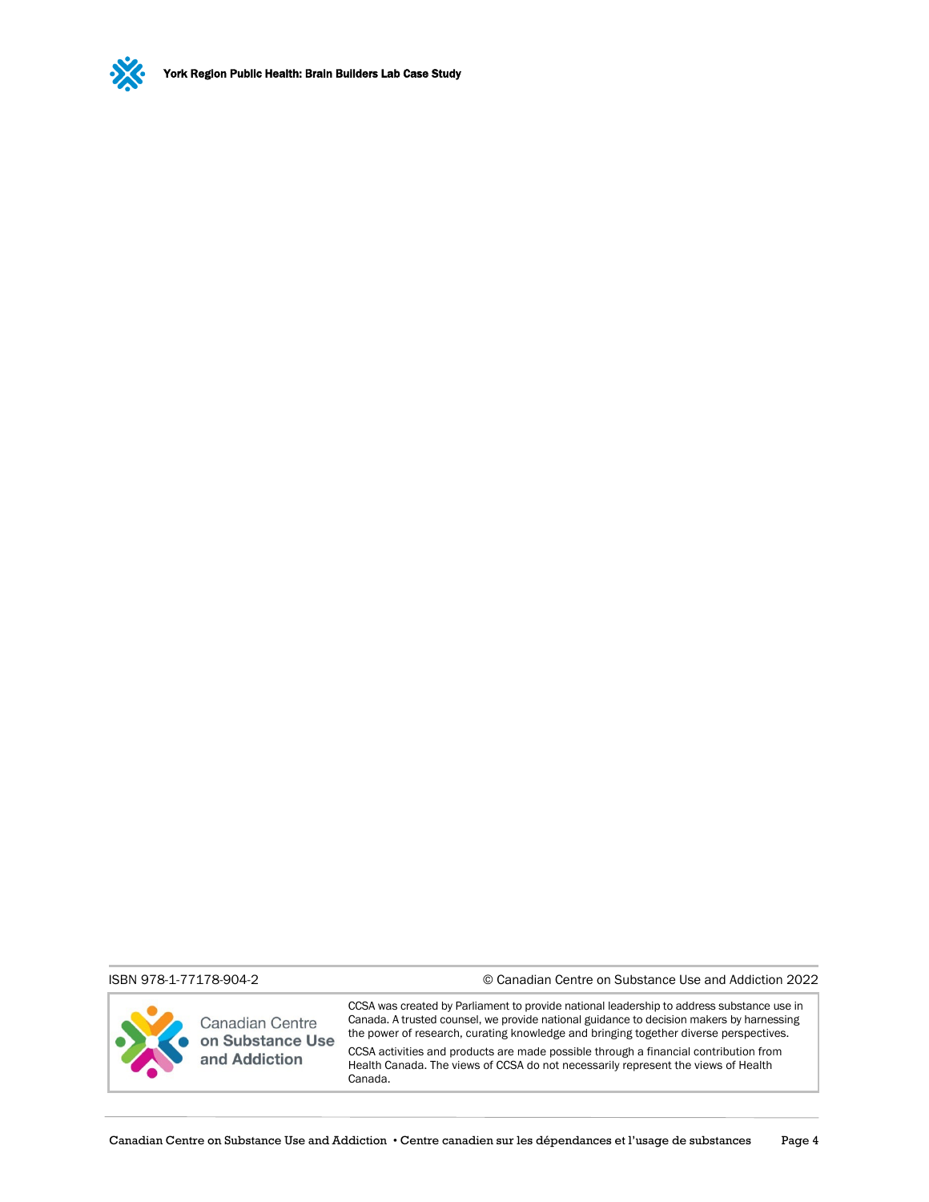ISBN 978-1-77178-904-2

© Canadian Centre on Substance Use and Addiction 2022

Canadian Centre on Substance Use and Addiction

CCSA was created by Parliament to provide national leadership to address substance use in Canada. A trusted counsel, we provide national guidance to decision makers by harnessing the power of research, curating knowledge and bringing together diverse perspectives.

CCSA activities and products are made possible through a financial contribution from Health Canada. The views of CCSA do not necessarily represent the views of Health Canada.